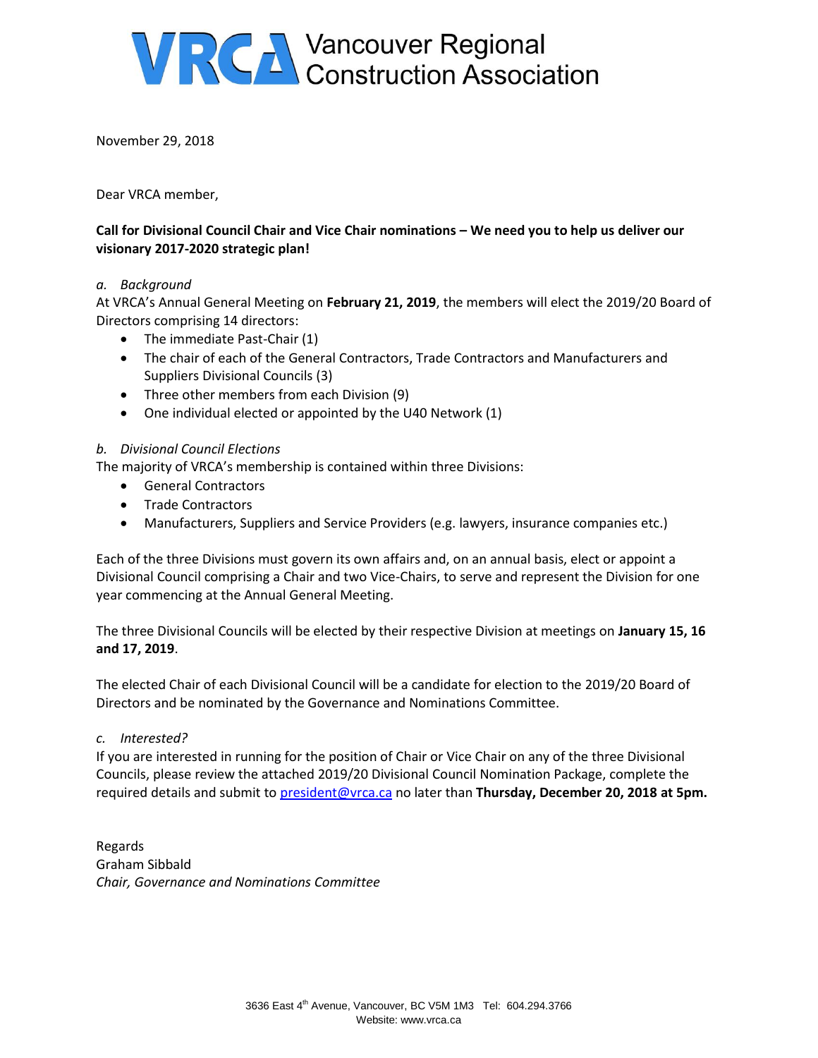# VRCA Vancouver Regional Construction Association

November 29, 2018

Dear VRCA member,

**Call for Divisional Council Chair and Vice Chair nominations – We need you to help us deliver our visionary 2017-2020 strategic plan!**

*a. Background*

At VRCA's Annual General Meeting on **February 21, 2019**, the members will elect the 2019/20 Board of Directors comprising 14 directors:

- The immediate Past-Chair (1)
- The chair of each of the General Contractors, Trade Contractors and Manufacturers and Suppliers Divisional Councils (3)
- Three other members from each Division (9)
- One individual elected or appointed by the U40 Network (1)

*b. Divisional Council Elections*

The majority of VRCA's membership is contained within three Divisions:

- General Contractors
- Trade Contractors
- Manufacturers, Suppliers and Service Providers (e.g. lawyers, insurance companies etc.)

Each of the three Divisions must govern its own affairs and, on an annual basis, elect or appoint a Divisional Council comprising a Chair and two Vice-Chairs, to serve and represent the Division for one year commencing at the Annual General Meeting.

The three Divisional Councils will be elected by their respective Division at meetings on **January 15, 16 and 17, 2019**.

The elected Chair of each Divisional Council will be a candidate for election to the 2019/20 Board of Directors and be nominated by the Governance and Nominations Committee.

*c. Interested?*

If you are interested in running for the position of Chair or Vice Chair on any of the three Divisional Councils, please review the attached 2019/20 Divisional Council Nomination Package, complete the required details and submit to president@vrca.ca no later than **Thursday, December 20, 2018 at 5pm.**

Regards  
Graham Sibbald  
*Chair, Governance and Nominations Committee*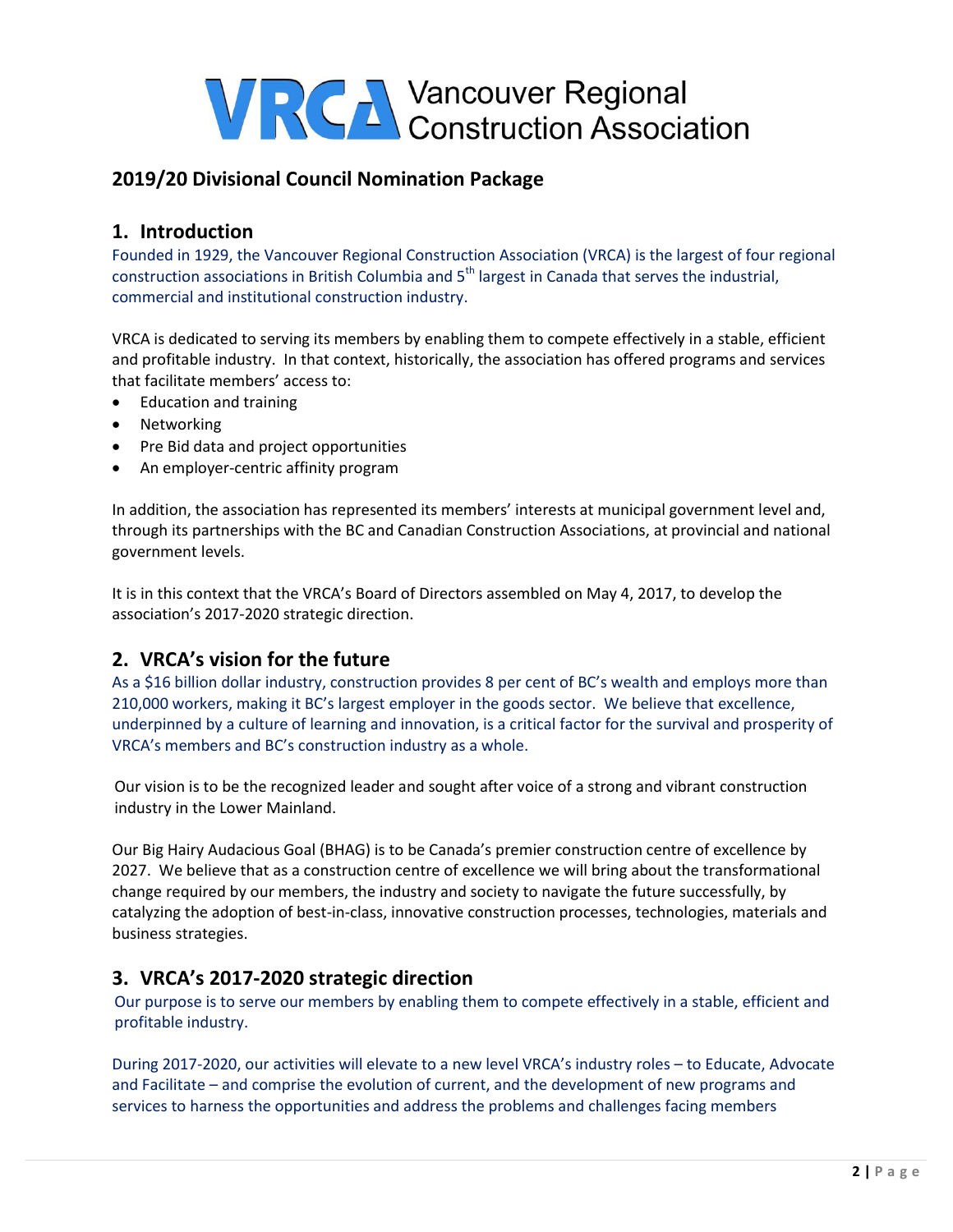# Vancouver Regional Construction Association

## 2019/20 Divisional Council Nomination Package

## 1. Introduction

Founded in 1929, the Vancouver Regional Construction Association (VRCA) is the largest of four regional construction associations in British Columbia and 5th largest in Canada that serves the industrial, commercial and institutional construction industry.

VRCA is dedicated to serving its members by enabling them to compete effectively in a stable, efficient and profitable industry. In that context, historically, the association has offered programs and services that facilitate members' access to:

- Education and training
- Networking
- Pre Bid data and project opportunities
- An employer-centric affinity program

In addition, the association has represented its members' interests at municipal government level and, through its partnerships with the BC and Canadian Construction Associations, at provincial and national government levels.

It is in this context that the VRCA's Board of Directors assembled on May 4, 2017, to develop the association's 2017-2020 strategic direction.

## 2. VRCA's vision for the future

As a $16 billion dollar industry, construction provides 8 per cent of BC's wealth and employs more than 210,000 workers, making it BC's largest employer in the goods sector. We believe that excellence, underpinned by a culture of learning and innovation, is a critical factor for the survival and prosperity of VRCA's members and BC's construction industry as a whole.

Our vision is to be the recognized leader and sought after voice of a strong and vibrant construction industry in the Lower Mainland.

Our Big Hairy Audacious Goal (BHAG) is to be Canada's premier construction centre of excellence by 2027. We believe that as a construction centre of excellence we will bring about the transformational change required by our members, the industry and society to navigate the future successfully, by catalyzing the adoption of best-in-class, innovative construction processes, technologies, materials and business strategies.

## 3. VRCA's 2017-2020 strategic direction

Our purpose is to serve our members by enabling them to compete effectively in a stable, efficient and profitable industry.

During 2017-2020, our activities will elevate to a new level VRCA's industry roles – to Educate, Advocate and Facilitate – and comprise the evolution of current, and the development of new programs and services to harness the opportunities and address the problems and challenges facing members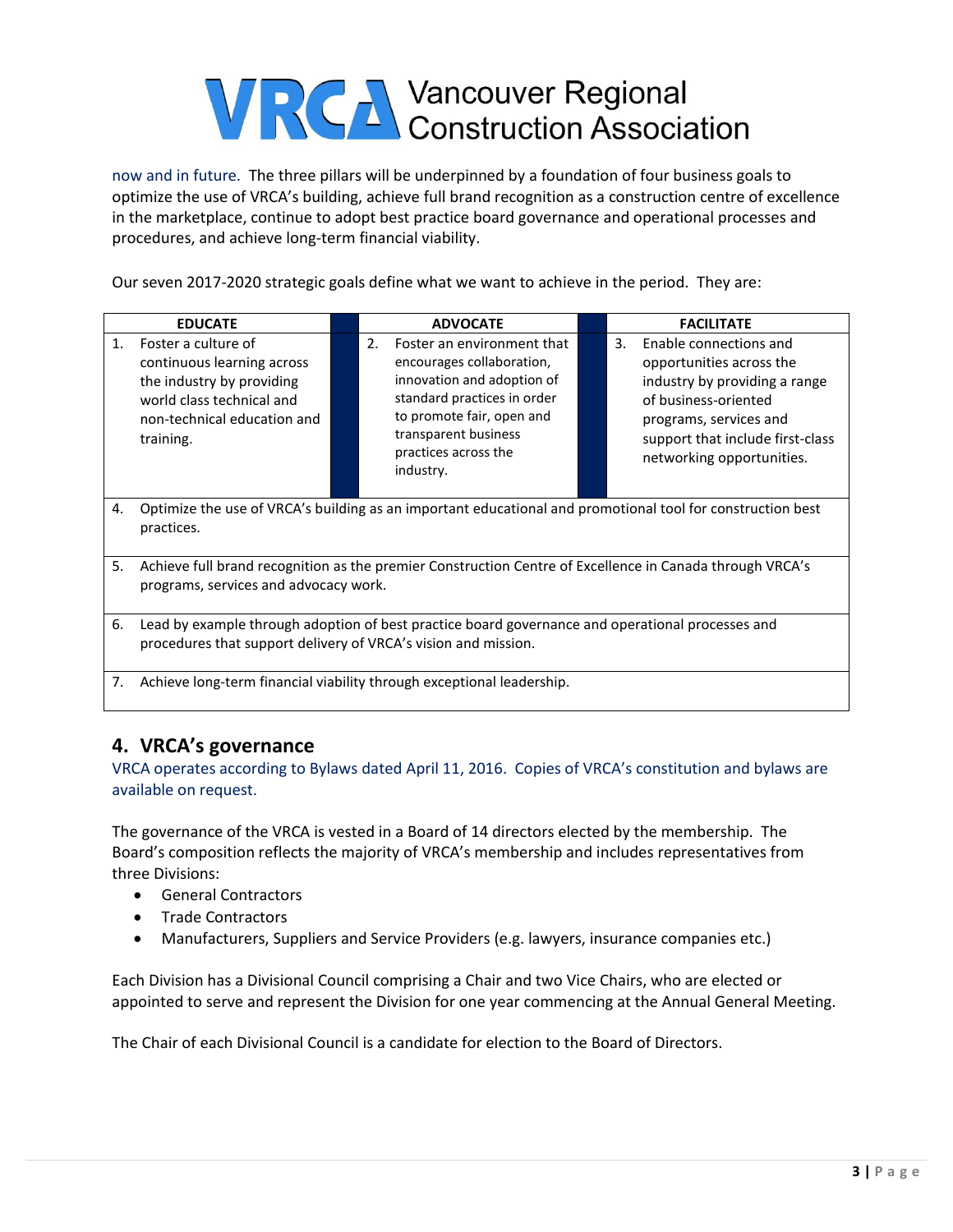now and in future. The three pillars will be underpinned by a foundation of four business goals to optimize the use of VRCA's building, achieve full brand recognition as a construction centre of excellence in the marketplace, continue to adopt best practice board governance and operational processes and procedures, and achieve long-term financial viability.

Our seven 2017-2020 strategic goals define what we want to achieve in the period. They are:

| EDUCATE | ADVOCATE | FACILITATE |
|---|---|---|
| 1. Foster a culture of continuous learning across the industry by providing world class technical and non-technical education and training. | 2. Foster an environment that encourages collaboration, innovation and adoption of standard practices in order to promote fair, open and transparent business practices across the industry. | 3. Enable connections and opportunities across the industry by providing a range of business-oriented programs, services and support that include first-class networking opportunities. |
| 4. Optimize the use of VRCA's building as an important educational and promotional tool for construction best practices. | | |
| 5. Achieve full brand recognition as the premier Construction Centre of Excellence in Canada through VRCA's programs, services and advocacy work. | | |
| 6. Lead by example through adoption of best practice board governance and operational processes and procedures that support delivery of VRCA's vision and mission. | | |
| 7. Achieve long-term financial viability through exceptional leadership. | | |

## 4. VRCA's governance

VRCA operates according to Bylaws dated April 11, 2016. Copies of VRCA's constitution and bylaws are available on request.

The governance of the VRCA is vested in a Board of 14 directors elected by the membership. The Board's composition reflects the majority of VRCA's membership and includes representatives from three Divisions:

- General Contractors
- Trade Contractors
- Manufacturers, Suppliers and Service Providers (e.g. lawyers, insurance companies etc.)

Each Division has a Divisional Council comprising a Chair and two Vice Chairs, who are elected or appointed to serve and represent the Division for one year commencing at the Annual General Meeting.

The Chair of each Divisional Council is a candidate for election to the Board of Directors.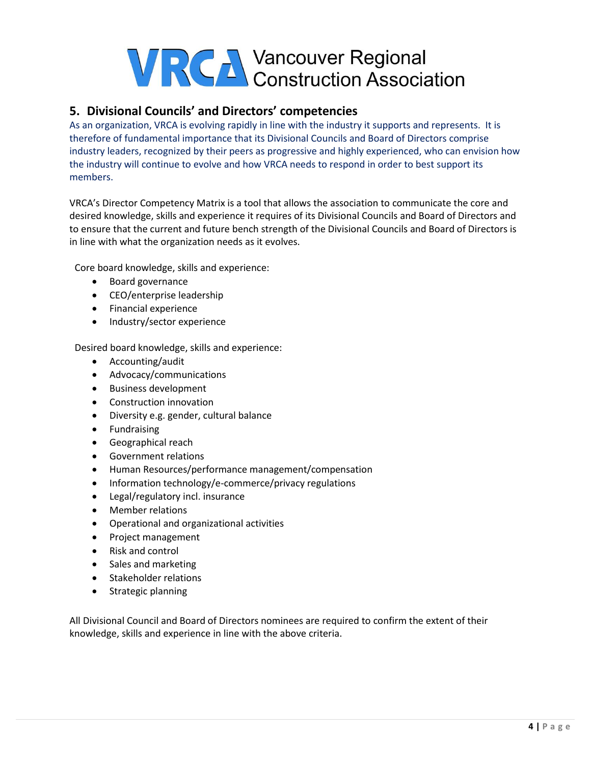## 5. Divisional Councils' and Directors' competencies

As an organization, VRCA is evolving rapidly in line with the industry it supports and represents. It is therefore of fundamental importance that its Divisional Councils and Board of Directors comprise industry leaders, recognized by their peers as progressive and highly experienced, who can envision how the industry will continue to evolve and how VRCA needs to respond in order to best support its members.

VRCA's Director Competency Matrix is a tool that allows the association to communicate the core and desired knowledge, skills and experience it requires of its Divisional Councils and Board of Directors and to ensure that the current and future bench strength of the Divisional Councils and Board of Directors is in line with what the organization needs as it evolves.

Core board knowledge, skills and experience:

- Board governance
- CEO/enterprise leadership
- Financial experience
- Industry/sector experience

Desired board knowledge, skills and experience:

- Accounting/audit
- Advocacy/communications
- Business development
- Construction innovation
- Diversity e.g. gender, cultural balance
- Fundraising
- Geographical reach
- Government relations
- Human Resources/performance management/compensation
- Information technology/e-commerce/privacy regulations
- Legal/regulatory incl. insurance
- Member relations
- Operational and organizational activities
- Project management
- Risk and control
- Sales and marketing
- Stakeholder relations
- Strategic planning

All Divisional Council and Board of Directors nominees are required to confirm the extent of their knowledge, skills and experience in line with the above criteria.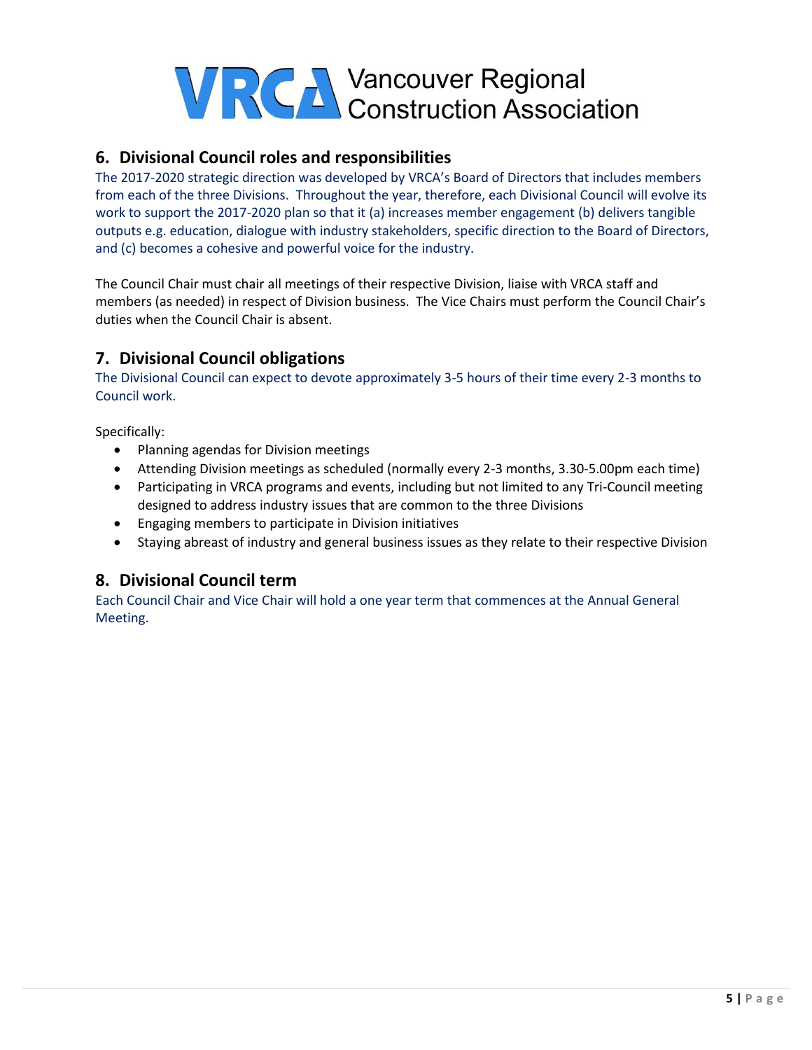## 6. Divisional Council roles and responsibilities

The 2017-2020 strategic direction was developed by VRCA's Board of Directors that includes members from each of the three Divisions. Throughout the year, therefore, each Divisional Council will evolve its work to support the 2017-2020 plan so that it (a) increases member engagement (b) delivers tangible outputs e.g. education, dialogue with industry stakeholders, specific direction to the Board of Directors, and (c) becomes a cohesive and powerful voice for the industry.

The Council Chair must chair all meetings of their respective Division, liaise with VRCA staff and members (as needed) in respect of Division business. The Vice Chairs must perform the Council Chair's duties when the Council Chair is absent.

## 7. Divisional Council obligations

The Divisional Council can expect to devote approximately 3-5 hours of their time every 2-3 months to Council work.

Specifically:

- Planning agendas for Division meetings
- Attending Division meetings as scheduled (normally every 2-3 months, 3.30-5.00pm each time)
- Participating in VRCA programs and events, including but not limited to any Tri-Council meeting designed to address industry issues that are common to the three Divisions
- Engaging members to participate in Division initiatives
- Staying abreast of industry and general business issues as they relate to their respective Division

## 8. Divisional Council term

Each Council Chair and Vice Chair will hold a one year term that commences at the Annual General Meeting.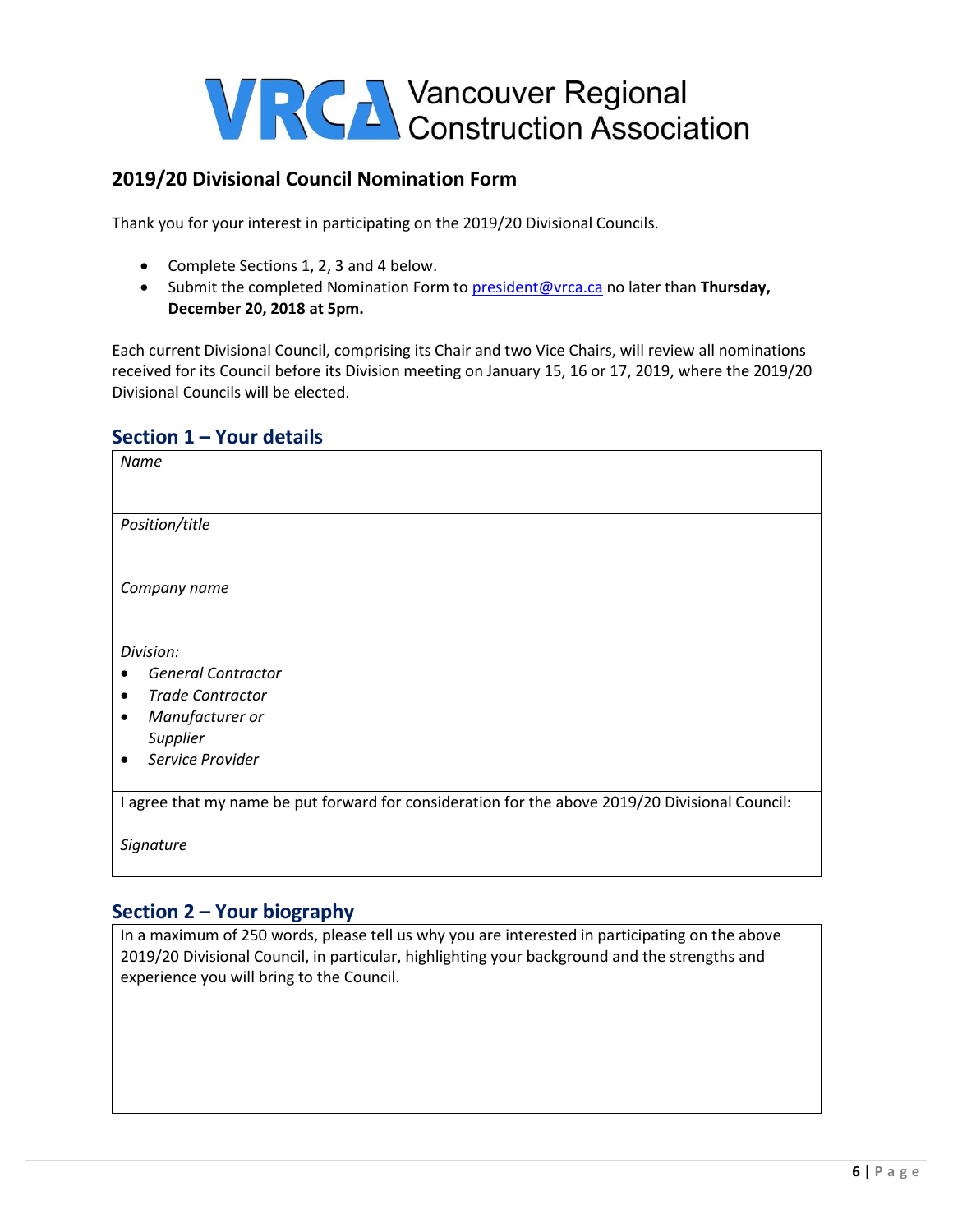Vancouver Regional Construction Association

## 2019/20 Divisional Council Nomination Form

Thank you for your interest in participating on the 2019/20 Divisional Councils.

- Complete Sections 1, 2, 3 and 4 below.
- Submit the completed Nomination Form to president@vrca.ca no later than **Thursday, December 20, 2018 at 5pm.**

Each current Divisional Council, comprising its Chair and two Vice Chairs, will review all nominations received for its Council before its Division meeting on January 15, 16 or 17, 2019, where the 2019/20 Divisional Councils will be elected.

### Section 1 – Your details

| | |
|---|---|
| *Name* | |
| *Position/title* | |
| *Company name* | |
| *Division:*<br>• *General Contractor*<br>• *Trade Contractor*<br>• *Manufacturer or Supplier*<br>• *Service Provider* | |
| I agree that my name be put forward for consideration for the above 2019/20 Divisional Council: | |
| *Signature* | |

### Section 2 – Your biography

| |
|---|
| In a maximum of 250 words, please tell us why you are interested in participating on the above 2019/20 Divisional Council, in particular, highlighting your background and the strengths and experience you will bring to the Council. |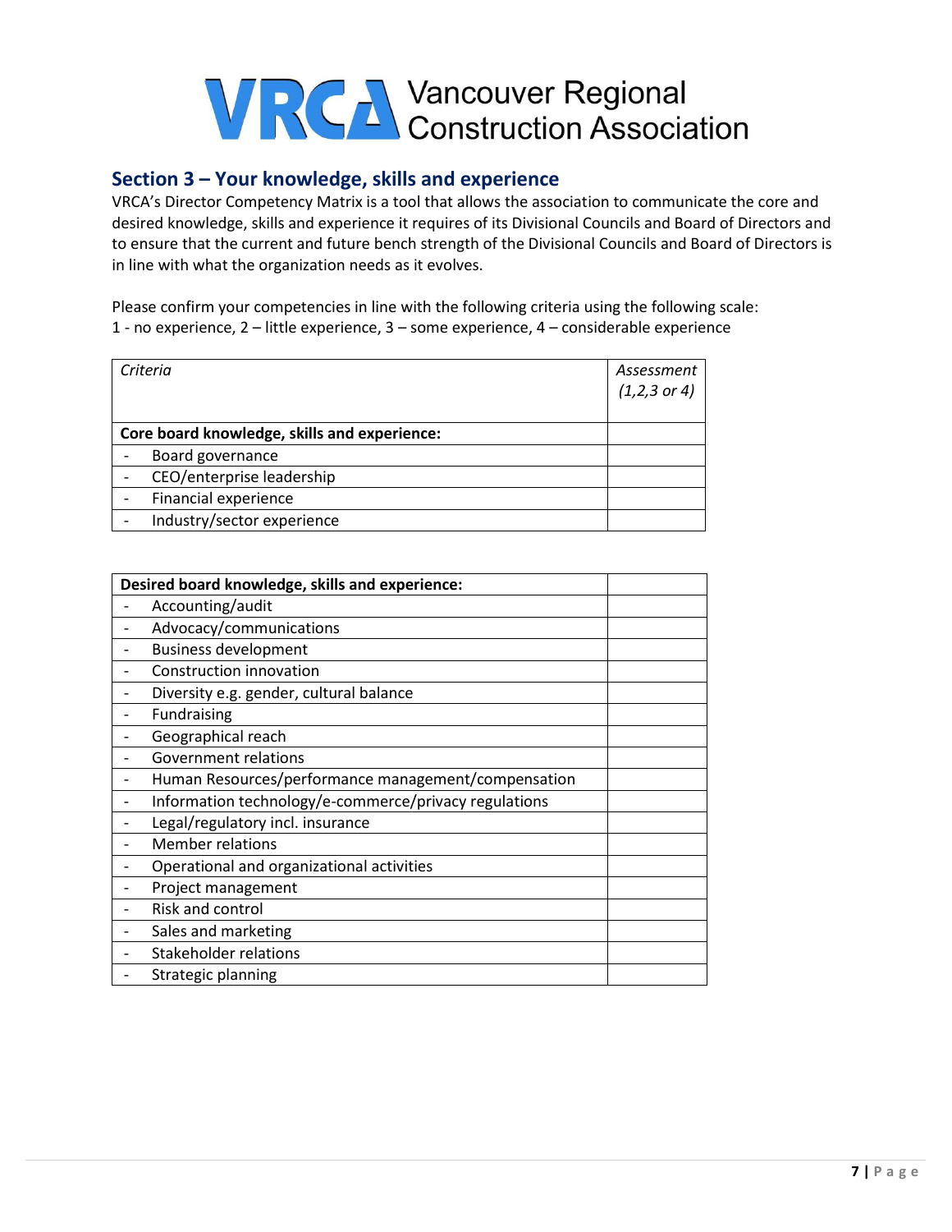Vancouver Regional Construction Association

## Section 3 – Your knowledge, skills and experience

VRCA's Director Competency Matrix is a tool that allows the association to communicate the core and desired knowledge, skills and experience it requires of its Divisional Councils and Board of Directors and to ensure that the current and future bench strength of the Divisional Councils and Board of Directors is in line with what the organization needs as it evolves.

Please confirm your competencies in line with the following criteria using the following scale:
1 - no experience, 2 – little experience, 3 – some experience, 4 – considerable experience

| *Criteria* | *Assessment (1,2,3 or 4)* |
|---|---|
| **Core board knowledge, skills and experience:** | |
| - Board governance | |
| - CEO/enterprise leadership | |
| - Financial experience | |
| - Industry/sector experience | |

| **Desired board knowledge, skills and experience:** | |
|---|---|
| - Accounting/audit | |
| - Advocacy/communications | |
| - Business development | |
| - Construction innovation | |
| - Diversity e.g. gender, cultural balance | |
| - Fundraising | |
| - Geographical reach | |
| - Government relations | |
| - Human Resources/performance management/compensation | |
| - Information technology/e-commerce/privacy regulations | |
| - Legal/regulatory incl. insurance | |
| - Member relations | |
| - Operational and organizational activities | |
| - Project management | |
| - Risk and control | |
| - Sales and marketing | |
| - Stakeholder relations | |
| - Strategic planning | |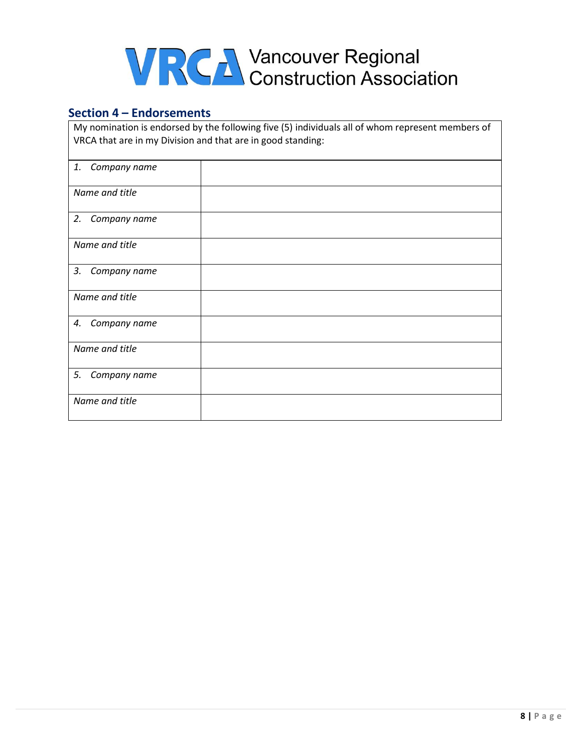Vancouver Regional Construction Association

## Section 4 – Endorsements

My nomination is endorsed by the following five (5) individuals all of whom represent members of VRCA that are in my Division and that are in good standing:

| | |
|---|---|
| *1. Company name* | |
| *Name and title* | |
| *2. Company name* | |
| *Name and title* | |
| *3. Company name* | |
| *Name and title* | |
| *4. Company name* | |
| *Name and title* | |
| *5. Company name* | |
| *Name and title* | |